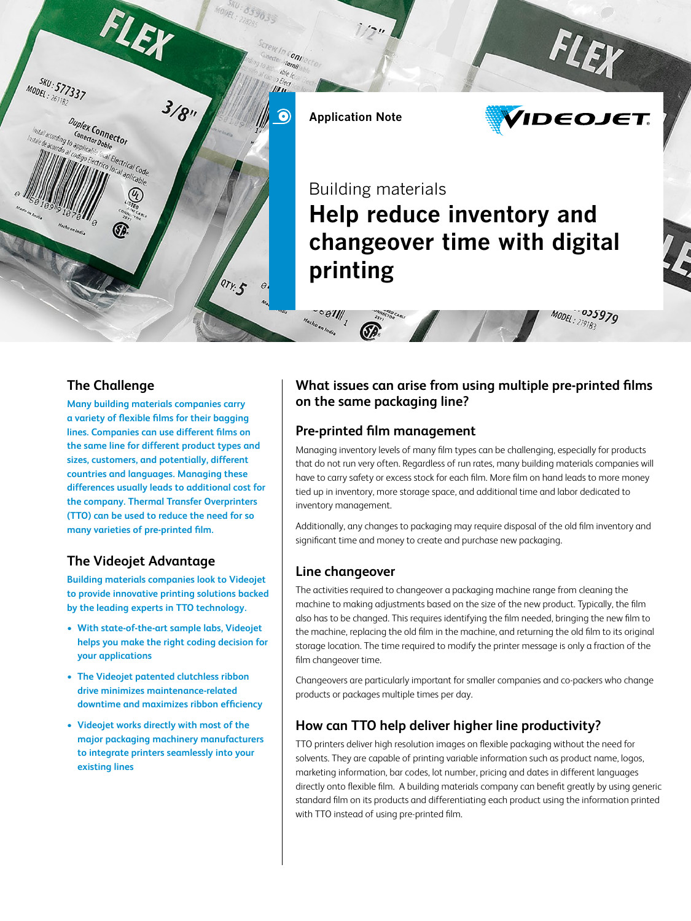Application Note

Building materials

# Help reduce inventory and changeover time with digital printing

## The Challenge

**Many building materials companies carry a variety of flexible films for their bagging lines. Companies can use different films on the same line for different product types and sizes, customers, and potentially, different countries and languages. Managing these differences usually leads to additional cost for the company. Thermal Transfer Overprinters (TTO) can be used to reduce the need for so many varieties of pre-printed film.**

## The Videojet Advantage

**Building materials companies look to Videojet to provide innovative printing solutions backed by the leading experts in TTO technology.**

- **With state-of-the-art sample labs, Videojet helps you make the right coding decision for your applications**
- **The Videojet patented clutchless ribbon drive minimizes maintenance-related downtime and maximizes ribbon efficiency**
- **Videojet works directly with most of the major packaging machinery manufacturers to integrate printers seamlessly into your existing lines**

## What issues can arise from using multiple pre-printed films on the same packaging line?

### Pre-printed film management

Managing inventory levels of many film types can be challenging, especially for products that do not run very often. Regardless of run rates, many building materials companies will have to carry safety or excess stock for each film. More film on hand leads to more money tied up in inventory, more storage space, and additional time and labor dedicated to inventory management.

Additionally, any changes to packaging may require disposal of the old film inventory and significant time and money to create and purchase new packaging.

### Line changeover

The activities required to changeover a packaging machine range from cleaning the machine to making adjustments based on the size of the new product. Typically, the film also has to be changed. This requires identifying the film needed, bringing the new film to the machine, replacing the old film in the machine, and returning the old film to its original storage location. The time required to modify the printer message is only a fraction of the film changeover time.

Changeovers are particularly important for smaller companies and co-packers who change products or packages multiple times per day.

## How can TTO help deliver higher line productivity?

TTO printers deliver high resolution images on flexible packaging without the need for solvents. They are capable of printing variable information such as product name, logos, marketing information, bar codes, lot number, pricing and dates in different languages directly onto flexible film. A building materials company can benefit greatly by using generic standard film on its products and differentiating each product using the information printed with TTO instead of using pre-printed film.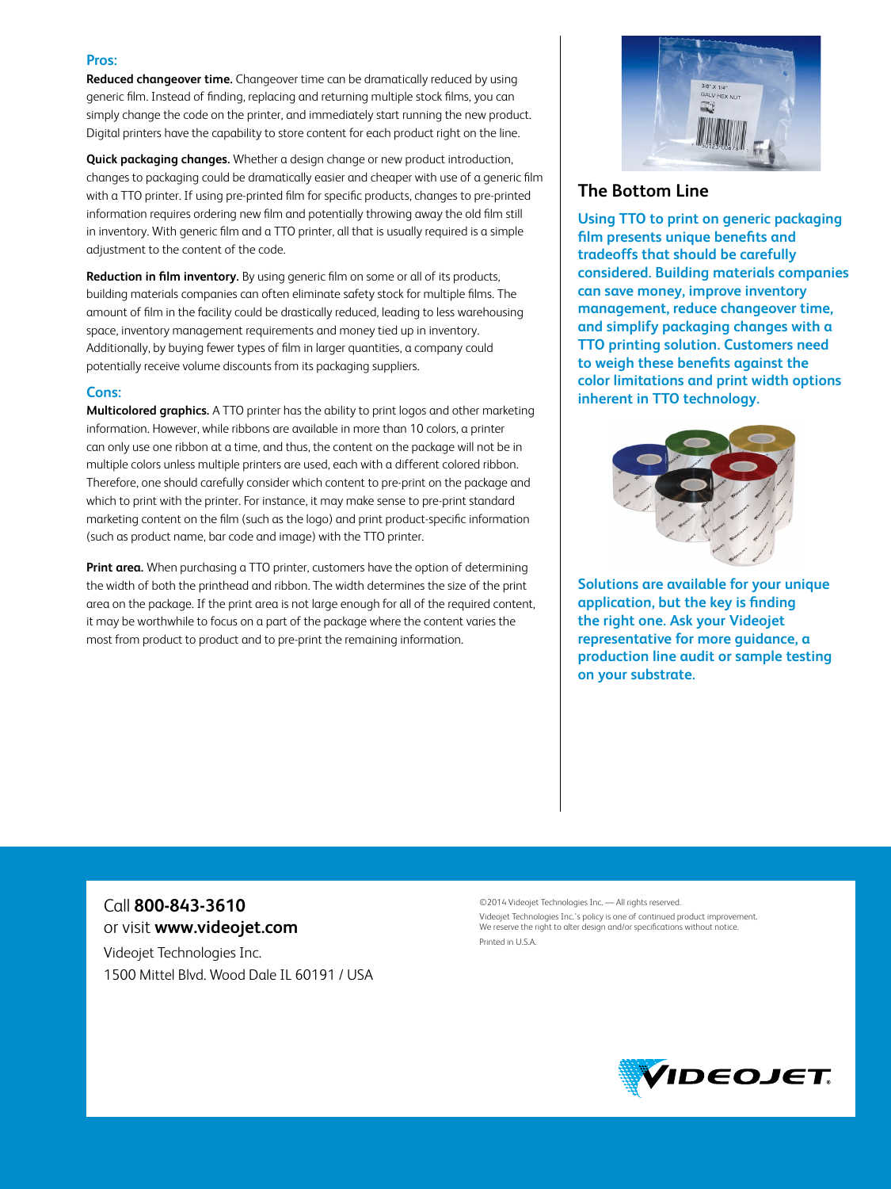### Pros:

**Reduced changeover time.** Changeover time can be dramatically reduced by using generic film. Instead of finding, replacing and returning multiple stock films, you can simply change the code on the printer, and immediately start running the new product. Digital printers have the capability to store content for each product right on the line.

**Quick packaging changes.** Whether a design change or new product introduction, changes to packaging could be dramatically easier and cheaper with use of a generic film with a TTO printer. If using pre-printed film for specific products, changes to pre-printed information requires ordering new film and potentially throwing away the old film still in inventory. With generic film and a TTO printer, all that is usually required is a simple adjustment to the content of the code.

**Reduction in film inventory.** By using generic film on some or all of its products, building materials companies can often eliminate safety stock for multiple films. The amount of film in the facility could be drastically reduced, leading to less warehousing space, inventory management requirements and money tied up in inventory. Additionally, by buying fewer types of film in larger quantities, a company could potentially receive volume discounts from its packaging suppliers.

### Cons:

**Multicolored graphics.** A TTO printer has the ability to print logos and other marketing information. However, while ribbons are available in more than 10 colors, a printer can only use one ribbon at a time, and thus, the content on the package will not be in multiple colors unless multiple printers are used, each with a different colored ribbon. Therefore, one should carefully consider which content to pre-print on the package and which to print with the printer. For instance, it may make sense to pre-print standard marketing content on the film (such as the logo) and print product-specific information (such as product name, bar code and image) with the TTO printer.

**Print area.** When purchasing a TTO printer, customers have the option of determining the width of both the printhead and ribbon. The width determines the size of the print area on the package. If the print area is not large enough for all of the required content, it may be worthwhile to focus on a part of the package where the content varies the most from product to product and to pre-print the remaining information.

## The Bottom Line

**Using TTO to print on generic packaging film presents unique benefits and tradeoffs that should be carefully considered. Building materials companies can save money, improve inventory management, reduce changeover time, and simplify packaging changes with a TTO printing solution. Customers need to weigh these benefits against the color limitations and print width options inherent in TTO technology.**

**Solutions are available for your unique application, but the key is finding the right one. Ask your Videojet representative for more guidance, a production line audit or sample testing on your substrate.**

Call **800-843-3610**
or visit **www.videojet.com**

Videojet Technologies Inc.
1500 Mittel Blvd. Wood Dale IL 60191 / USA

©2014 Videojet Technologies Inc. — All rights reserved.

Videojet Technologies Inc.'s policy is one of continued product improvement. We reserve the right to alter design and/or specifications without notice.

Printed in U.S.A.